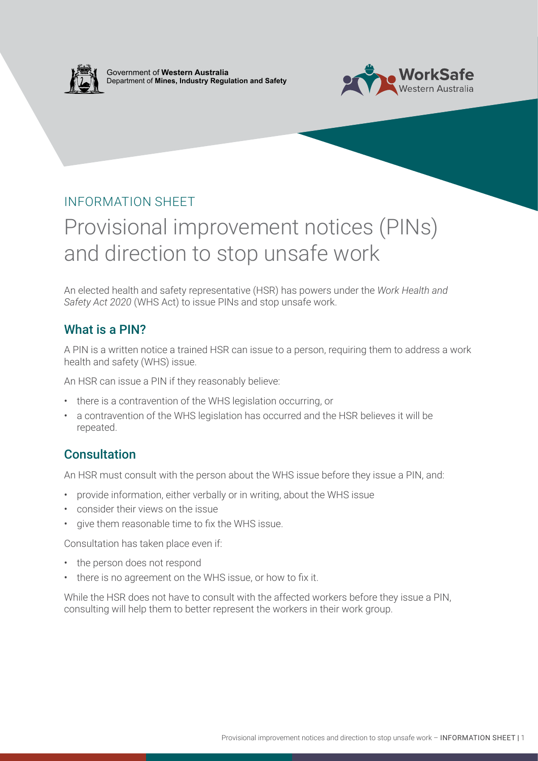Government of **Western Australia**
Department of **Mines, Industry Regulation and Safety**

WorkSafe Western Australia

INFORMATION SHEET

# Provisional improvement notices (PINs) and direction to stop unsafe work

An elected health and safety representative (HSR) has powers under the *Work Health and Safety Act 2020* (WHS Act) to issue PINs and stop unsafe work.

## What is a PIN?

A PIN is a written notice a trained HSR can issue to a person, requiring them to address a work health and safety (WHS) issue.

An HSR can issue a PIN if they reasonably believe:

- there is a contravention of the WHS legislation occurring, or
- a contravention of the WHS legislation has occurred and the HSR believes it will be repeated.

## Consultation

An HSR must consult with the person about the WHS issue before they issue a PIN, and:

- provide information, either verbally or in writing, about the WHS issue
- consider their views on the issue
- give them reasonable time to fix the WHS issue.

Consultation has taken place even if:

- the person does not respond
- there is no agreement on the WHS issue, or how to fix it.

While the HSR does not have to consult with the affected workers before they issue a PIN, consulting will help them to better represent the workers in their work group.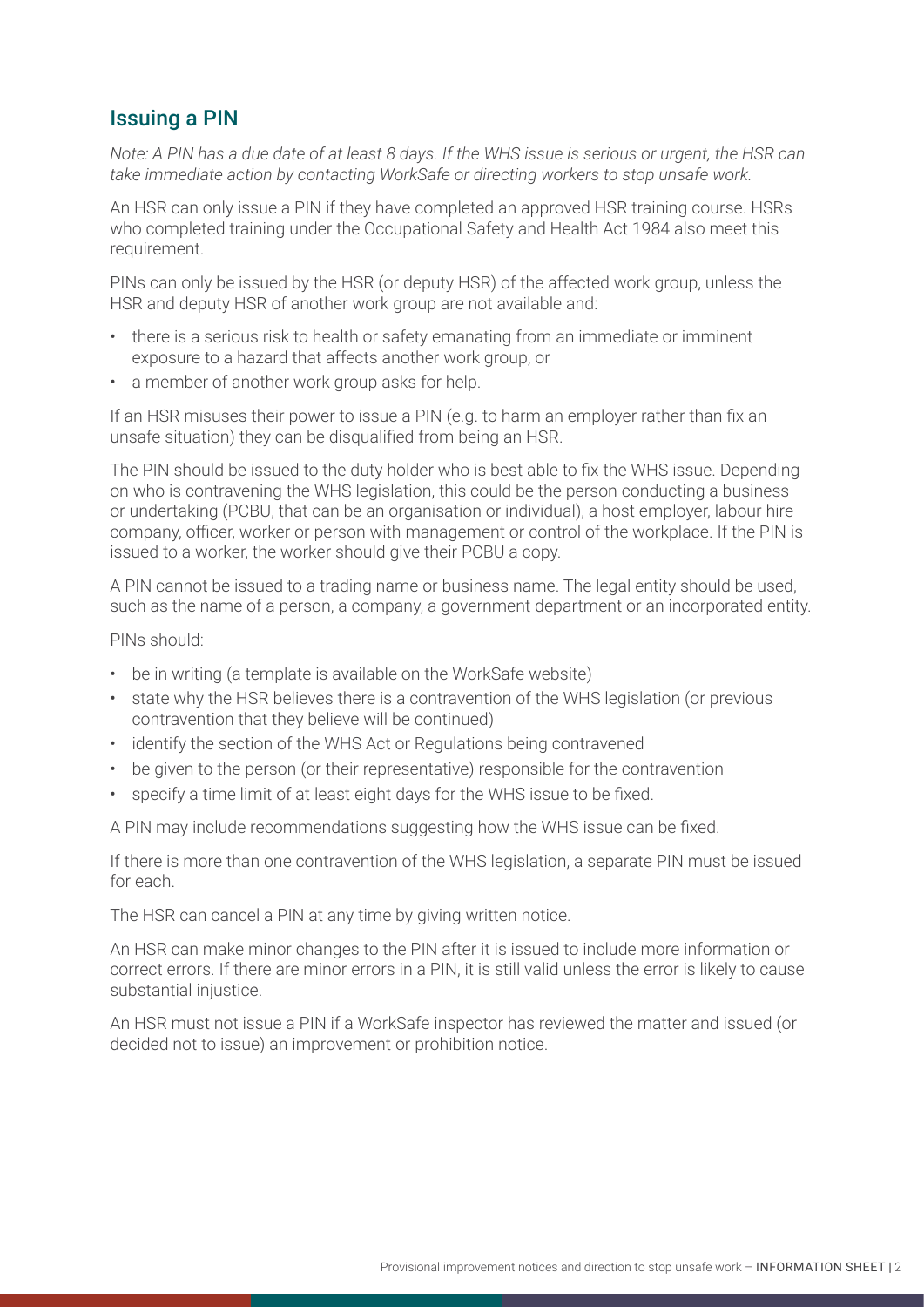## Issuing a PIN

*Note: A PIN has a due date of at least 8 days. If the WHS issue is serious or urgent, the HSR can take immediate action by contacting WorkSafe or directing workers to stop unsafe work.*

An HSR can only issue a PIN if they have completed an approved HSR training course. HSRs who completed training under the Occupational Safety and Health Act 1984 also meet this requirement.

PINs can only be issued by the HSR (or deputy HSR) of the affected work group, unless the HSR and deputy HSR of another work group are not available and:

- there is a serious risk to health or safety emanating from an immediate or imminent exposure to a hazard that affects another work group, or
- a member of another work group asks for help.

If an HSR misuses their power to issue a PIN (e.g. to harm an employer rather than fix an unsafe situation) they can be disqualified from being an HSR.

The PIN should be issued to the duty holder who is best able to fix the WHS issue. Depending on who is contravening the WHS legislation, this could be the person conducting a business or undertaking (PCBU, that can be an organisation or individual), a host employer, labour hire company, officer, worker or person with management or control of the workplace. If the PIN is issued to a worker, the worker should give their PCBU a copy.

A PIN cannot be issued to a trading name or business name. The legal entity should be used, such as the name of a person, a company, a government department or an incorporated entity.

PINs should:

- be in writing (a template is available on the WorkSafe website)
- state why the HSR believes there is a contravention of the WHS legislation (or previous contravention that they believe will be continued)
- identify the section of the WHS Act or Regulations being contravened
- be given to the person (or their representative) responsible for the contravention
- specify a time limit of at least eight days for the WHS issue to be fixed.

A PIN may include recommendations suggesting how the WHS issue can be fixed.

If there is more than one contravention of the WHS legislation, a separate PIN must be issued for each.

The HSR can cancel a PIN at any time by giving written notice.

An HSR can make minor changes to the PIN after it is issued to include more information or correct errors. If there are minor errors in a PIN, it is still valid unless the error is likely to cause substantial injustice.

An HSR must not issue a PIN if a WorkSafe inspector has reviewed the matter and issued (or decided not to issue) an improvement or prohibition notice.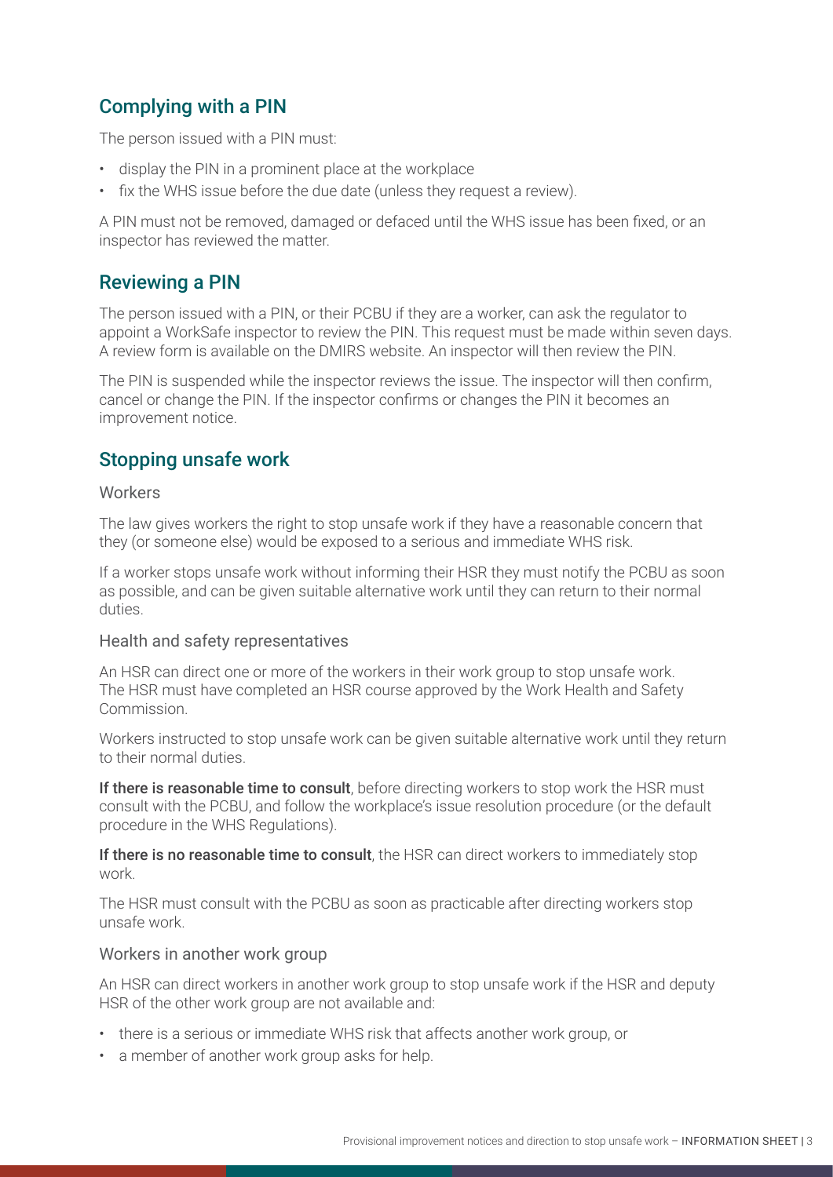## Complying with a PIN

The person issued with a PIN must:

- display the PIN in a prominent place at the workplace
- fix the WHS issue before the due date (unless they request a review).

A PIN must not be removed, damaged or defaced until the WHS issue has been fixed, or an inspector has reviewed the matter.

## Reviewing a PIN

The person issued with a PIN, or their PCBU if they are a worker, can ask the regulator to appoint a WorkSafe inspector to review the PIN. This request must be made within seven days. A review form is available on the DMIRS website. An inspector will then review the PIN.

The PIN is suspended while the inspector reviews the issue. The inspector will then confirm, cancel or change the PIN. If the inspector confirms or changes the PIN it becomes an improvement notice.

## Stopping unsafe work

### Workers

The law gives workers the right to stop unsafe work if they have a reasonable concern that they (or someone else) would be exposed to a serious and immediate WHS risk.

If a worker stops unsafe work without informing their HSR they must notify the PCBU as soon as possible, and can be given suitable alternative work until they can return to their normal duties.

### Health and safety representatives

An HSR can direct one or more of the workers in their work group to stop unsafe work. The HSR must have completed an HSR course approved by the Work Health and Safety Commission.

Workers instructed to stop unsafe work can be given suitable alternative work until they return to their normal duties.

**If there is reasonable time to consult**, before directing workers to stop work the HSR must consult with the PCBU, and follow the workplace's issue resolution procedure (or the default procedure in the WHS Regulations).

**If there is no reasonable time to consult**, the HSR can direct workers to immediately stop work.

The HSR must consult with the PCBU as soon as practicable after directing workers stop unsafe work.

### Workers in another work group

An HSR can direct workers in another work group to stop unsafe work if the HSR and deputy HSR of the other work group are not available and:

- there is a serious or immediate WHS risk that affects another work group, or
- a member of another work group asks for help.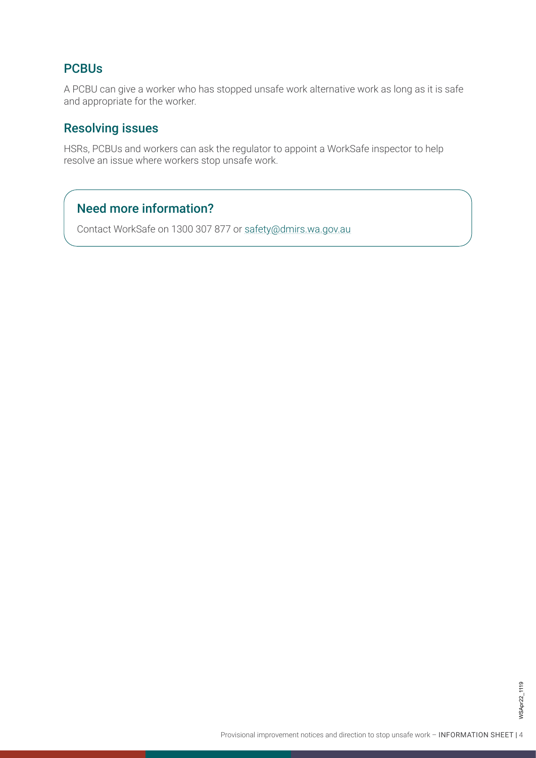## PCBUs

A PCBU can give a worker who has stopped unsafe work alternative work as long as it is safe and appropriate for the worker.

## Resolving issues

HSRs, PCBUs and workers can ask the regulator to appoint a WorkSafe inspector to help resolve an issue where workers stop unsafe work.

## Need more information?

Contact WorkSafe on 1300 307 877 or safety@dmirs.wa.gov.au

WSApr22_1119